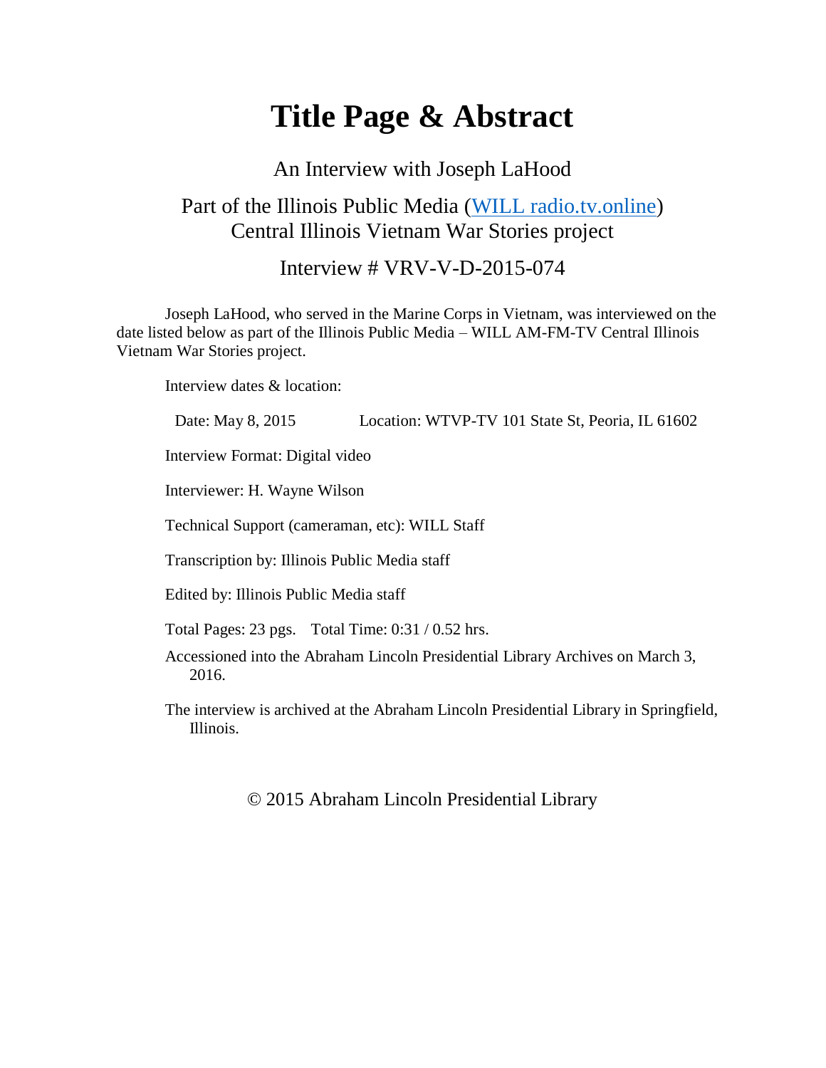# Title Page & Abstract

An Interview with Joseph LaHood

Part of the Illinois Public Media (WILL radio.tv.online)
Central Illinois Vietnam War Stories project

Interview # VRV-V-D-2015-074

Joseph LaHood, who served in the Marine Corps in Vietnam, was interviewed on the date listed below as part of the Illinois Public Media – WILL AM-FM-TV Central Illinois Vietnam War Stories project.

Interview dates & location:

Date: May 8, 2015 Location: WTVP-TV 101 State St, Peoria, IL 61602

Interview Format: Digital video

Interviewer: H. Wayne Wilson

Technical Support (cameraman, etc): WILL Staff

Transcription by: Illinois Public Media staff

Edited by: Illinois Public Media staff

Total Pages: 23 pgs. Total Time: 0:31 / 0.52 hrs.

Accessioned into the Abraham Lincoln Presidential Library Archives on March 3, 2016.

The interview is archived at the Abraham Lincoln Presidential Library in Springfield, Illinois.

© 2015 Abraham Lincoln Presidential Library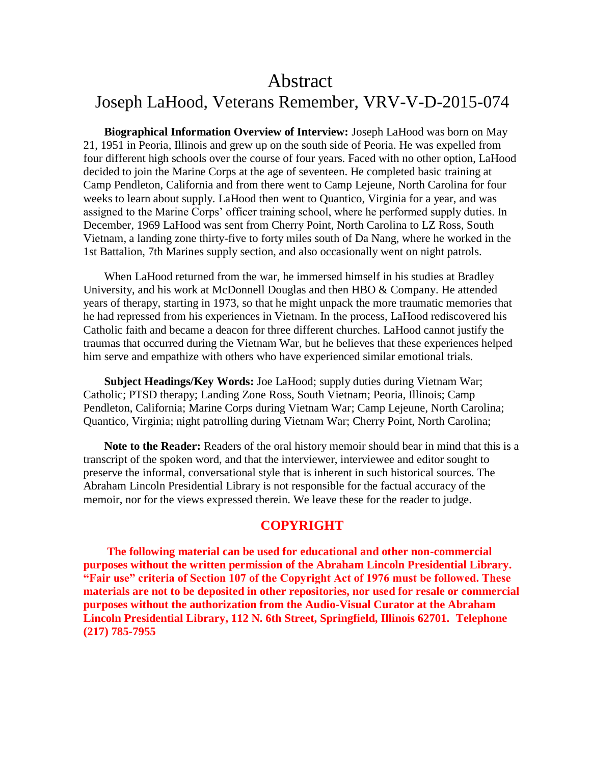# Abstract

## Joseph LaHood, Veterans Remember, VRV-V-D-2015-074

**Biographical Information Overview of Interview:** Joseph LaHood was born on May 21, 1951 in Peoria, Illinois and grew up on the south side of Peoria. He was expelled from four different high schools over the course of four years. Faced with no other option, LaHood decided to join the Marine Corps at the age of seventeen. He completed basic training at Camp Pendleton, California and from there went to Camp Lejeune, North Carolina for four weeks to learn about supply. LaHood then went to Quantico, Virginia for a year, and was assigned to the Marine Corps' officer training school, where he performed supply duties. In December, 1969 LaHood was sent from Cherry Point, North Carolina to LZ Ross, South Vietnam, a landing zone thirty-five to forty miles south of Da Nang, where he worked in the 1st Battalion, 7th Marines supply section, and also occasionally went on night patrols.

When LaHood returned from the war, he immersed himself in his studies at Bradley University, and his work at McDonnell Douglas and then HBO & Company. He attended years of therapy, starting in 1973, so that he might unpack the more traumatic memories that he had repressed from his experiences in Vietnam. In the process, LaHood rediscovered his Catholic faith and became a deacon for three different churches. LaHood cannot justify the traumas that occurred during the Vietnam War, but he believes that these experiences helped him serve and empathize with others who have experienced similar emotional trials.

**Subject Headings/Key Words:** Joe LaHood; supply duties during Vietnam War; Catholic; PTSD therapy; Landing Zone Ross, South Vietnam; Peoria, Illinois; Camp Pendleton, California; Marine Corps during Vietnam War; Camp Lejeune, North Carolina; Quantico, Virginia; night patrolling during Vietnam War; Cherry Point, North Carolina;

**Note to the Reader:** Readers of the oral history memoir should bear in mind that this is a transcript of the spoken word, and that the interviewer, interviewee and editor sought to preserve the informal, conversational style that is inherent in such historical sources. The Abraham Lincoln Presidential Library is not responsible for the factual accuracy of the memoir, nor for the views expressed therein. We leave these for the reader to judge.

## COPYRIGHT

**The following material can be used for educational and other non-commercial purposes without the written permission of the Abraham Lincoln Presidential Library. "Fair use" criteria of Section 107 of the Copyright Act of 1976 must be followed. These materials are not to be deposited in other repositories, nor used for resale or commercial purposes without the authorization from the Audio-Visual Curator at the Abraham Lincoln Presidential Library, 112 N. 6th Street, Springfield, Illinois 62701. Telephone (217) 785-7955**